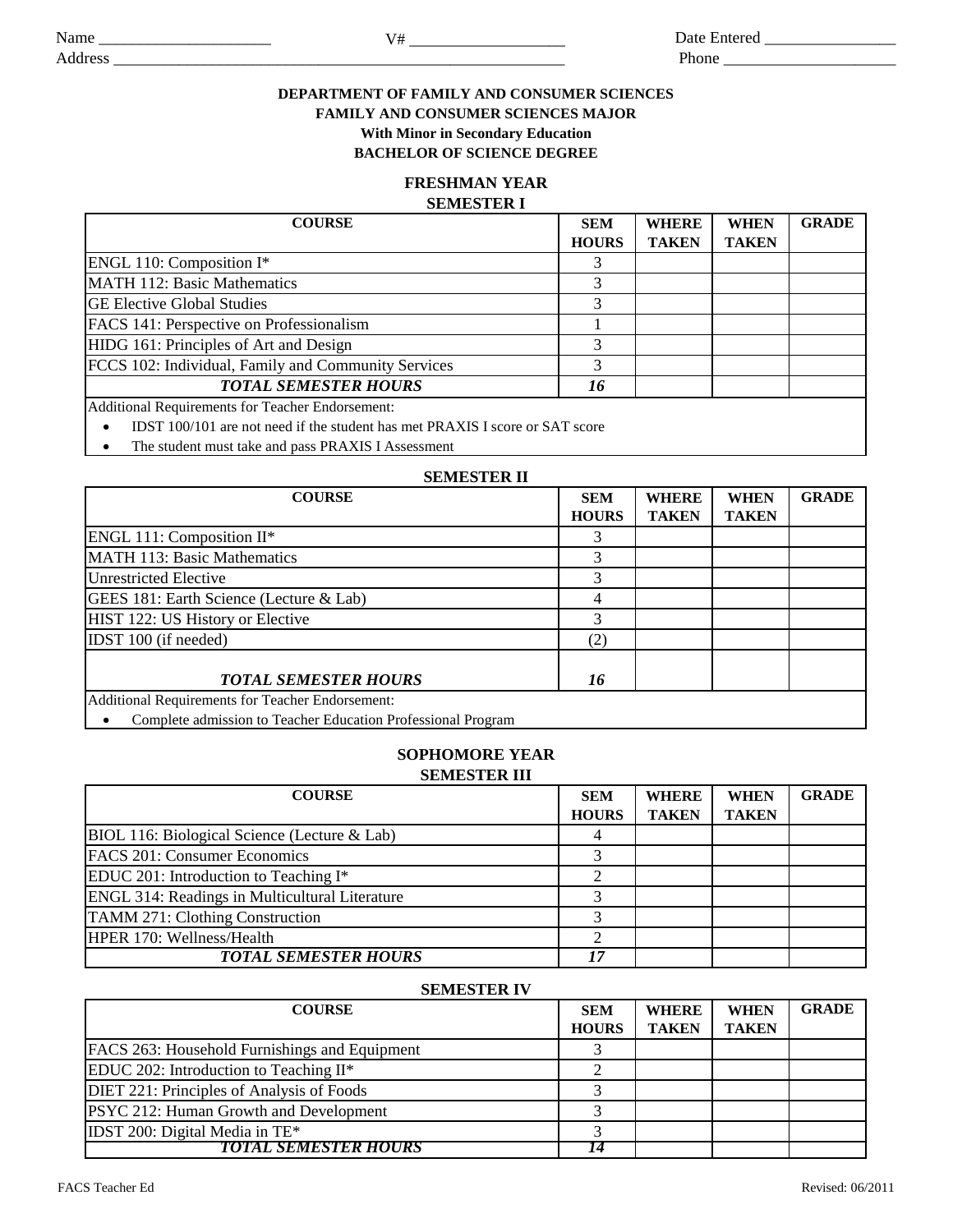Name _____________________ V# ___________________ Date Entered ________________

Address ________________________________________________________ Phone _____________________

**DEPARTMENT OF FAMILY AND CONSUMER SCIENCES**
**FAMILY AND CONSUMER SCIENCES MAJOR**
**With Minor in Secondary Education**
**BACHELOR OF SCIENCE DEGREE**

## FRESHMAN YEAR

### SEMESTER I

| COURSE | SEM HOURS | WHERE TAKEN | WHEN TAKEN | GRADE |
|---|---|---|---|---|
| ENGL 110: Composition I* | 3 | | | |
| MATH 112: Basic Mathematics | 3 | | | |
| GE Elective Global Studies | 3 | | | |
| FACS 141: Perspective on Professionalism | 1 | | | |
| HIDG 161: Principles of Art and Design | 3 | | | |
| FCCS 102: Individual, Family and Community Services | 3 | | | |
| ***TOTAL SEMESTER HOURS*** | ***16*** | | | |

Additional Requirements for Teacher Endorsement:

- IDST 100/101 are not need if the student has met PRAXIS I score or SAT score
- The student must take and pass PRAXIS I Assessment

### SEMESTER II

| COURSE | SEM HOURS | WHERE TAKEN | WHEN TAKEN | GRADE |
|---|---|---|---|---|
| ENGL 111: Composition II* | 3 | | | |
| MATH 113: Basic Mathematics | 3 | | | |
| Unrestricted Elective | 3 | | | |
| GEES 181: Earth Science (Lecture & Lab) | 4 | | | |
| HIST 122: US History or Elective | 3 | | | |
| IDST 100 (if needed) | (2) | | | |
| ***TOTAL SEMESTER HOURS*** | ***16*** | | | |

Additional Requirements for Teacher Endorsement:

- Complete admission to Teacher Education Professional Program

## SOPHOMORE YEAR

### SEMESTER III

| COURSE | SEM HOURS | WHERE TAKEN | WHEN TAKEN | GRADE |
|---|---|---|---|---|
| BIOL 116: Biological Science (Lecture & Lab) | 4 | | | |
| FACS 201: Consumer Economics | 3 | | | |
| EDUC 201: Introduction to Teaching I* | 2 | | | |
| ENGL 314: Readings in Multicultural Literature | 3 | | | |
| TAMM 271: Clothing Construction | 3 | | | |
| HPER 170: Wellness/Health | 2 | | | |
| ***TOTAL SEMESTER HOURS*** | ***17*** | | | |

### SEMESTER IV

| COURSE | SEM HOURS | WHERE TAKEN | WHEN TAKEN | GRADE |
|---|---|---|---|---|
| FACS 263: Household Furnishings and Equipment | 3 | | | |
| EDUC 202: Introduction to Teaching II* | 2 | | | |
| DIET 221: Principles of Analysis of Foods | 3 | | | |
| PSYC 212: Human Growth and Development | 3 | | | |
| IDST 200: Digital Media in TE* | 3 | | | |
| ***TOTAL SEMESTER HOURS*** | ***14*** | | | |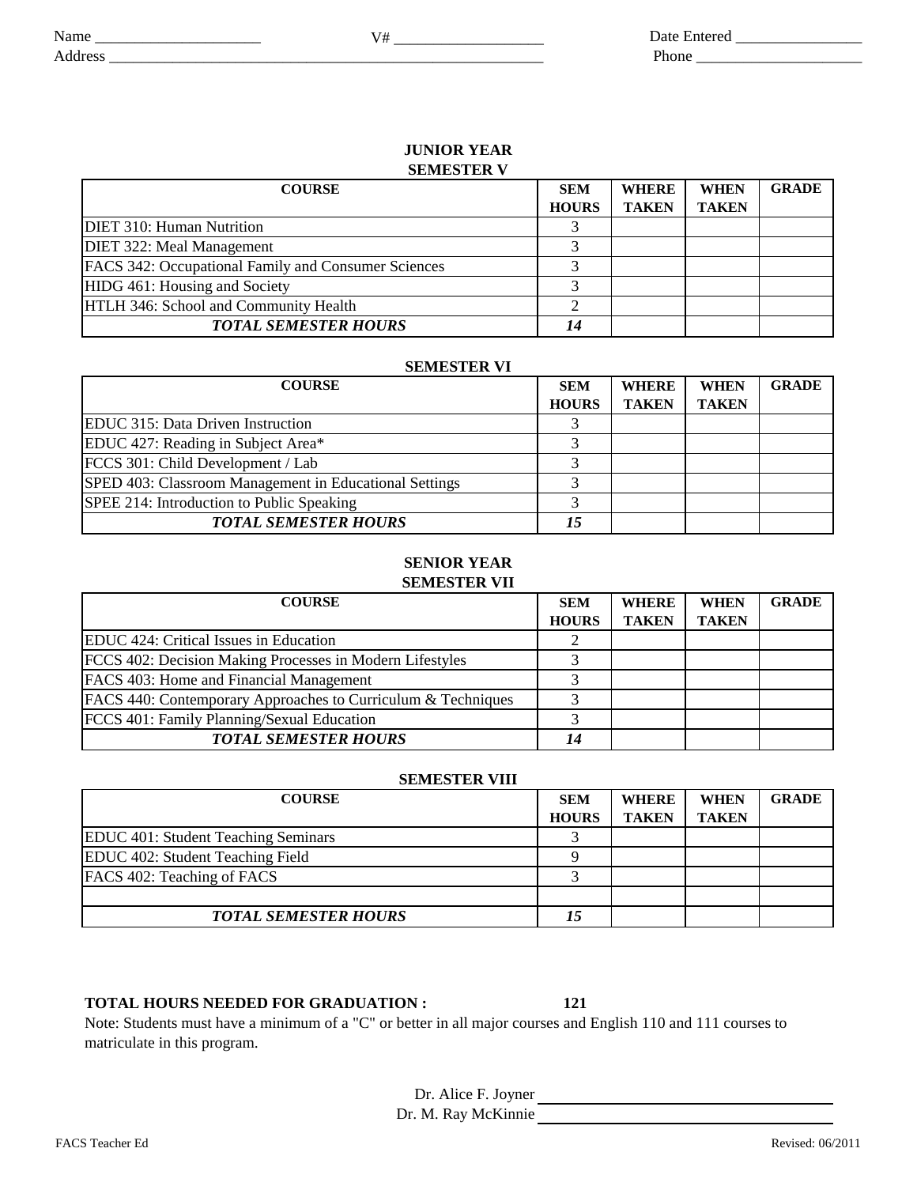Name ____________________ V# __________________ Date Entered ________________

Address ____________________________________________________ Phone ____________________

## JUNIOR YEAR

### SEMESTER V

| COURSE | SEM HOURS | WHERE TAKEN | WHEN TAKEN | GRADE |
|---|---|---|---|---|
| DIET 310: Human Nutrition | 3 | | | |
| DIET 322: Meal Management | 3 | | | |
| FACS 342: Occupational Family and Consumer Sciences | 3 | | | |
| HIDG 461: Housing and Society | 3 | | | |
| HTLH 346: School and Community Health | 2 | | | |
| ***TOTAL SEMESTER HOURS*** | ***14*** | | | |

### SEMESTER VI

| COURSE | SEM HOURS | WHERE TAKEN | WHEN TAKEN | GRADE |
|---|---|---|---|---|
| EDUC 315: Data Driven Instruction | 3 | | | |
| EDUC 427: Reading in Subject Area* | 3 | | | |
| FCCS 301: Child Development / Lab | 3 | | | |
| SPED 403: Classroom Management in Educational Settings | 3 | | | |
| SPEE 214: Introduction to Public Speaking | 3 | | | |
| ***TOTAL SEMESTER HOURS*** | ***15*** | | | |

## SENIOR YEAR

### SEMESTER VII

| COURSE | SEM HOURS | WHERE TAKEN | WHEN TAKEN | GRADE |
|---|---|---|---|---|
| EDUC 424: Critical Issues in Education | 2 | | | |
| FCCS 402: Decision Making Processes in Modern Lifestyles | 3 | | | |
| FACS 403: Home and Financial Management | 3 | | | |
| FACS 440: Contemporary Approaches to Curriculum & Techniques | 3 | | | |
| FCCS 401: Family Planning/Sexual Education | 3 | | | |
| ***TOTAL SEMESTER HOURS*** | ***14*** | | | |

### SEMESTER VIII

| COURSE | SEM HOURS | WHERE TAKEN | WHEN TAKEN | GRADE |
|---|---|---|---|---|
| EDUC 401: Student Teaching Seminars | 3 | | | |
| EDUC 402: Student Teaching Field | 9 | | | |
| FACS 402: Teaching of FACS | 3 | | | |
| | | | | |
| ***TOTAL SEMESTER HOURS*** | ***15*** | | | |

**TOTAL HOURS NEEDED FOR GRADUATION : 121**

Note: Students must have a minimum of a "C" or better in all major courses and English 110 and 111 courses to matriculate in this program.

Dr. Alice F. Joyner ______________________________

Dr. M. Ray McKinnie ______________________________

FACS Teacher Ed

Revised: 06/2011